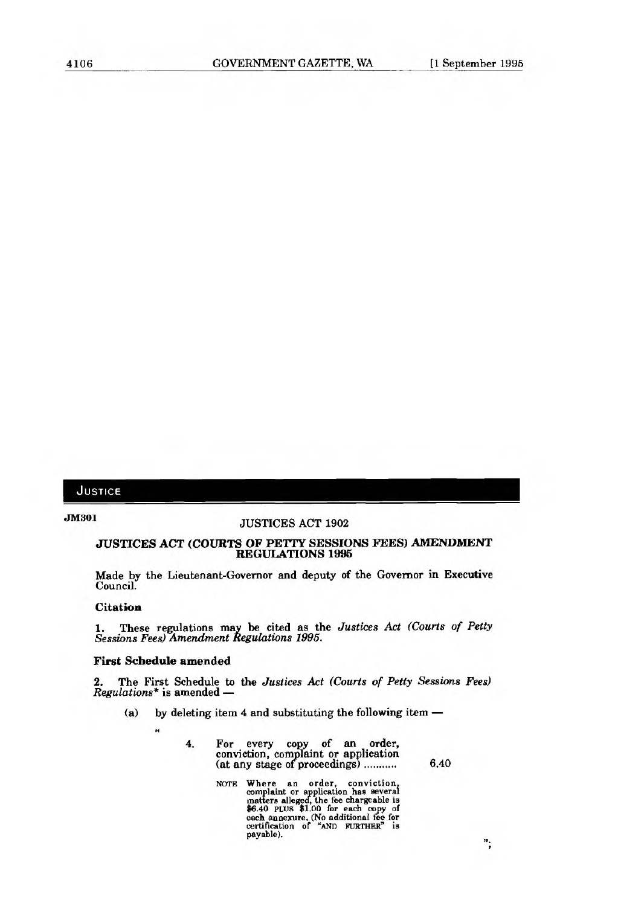## JUSTICE

**JM301**

JUSTICES ACT 1902

### JUSTICES ACT (COURTS OF PETTY SESSIONS FEES) AMENDMENT REGULATIONS 1995

Made by the Lieutenant-Governor and deputy of the Governor in Executive Council.

#### Citation

1. These regulations may be cited as the *Justices Act (Courts of Petty Sessions Fees) Amendment Regulations 1995.*

#### First Schedule amended

2. The First Schedule to the *Justices Act (Courts of Petty Sessions Fees) Regulations** is amended —

(a) by deleting item 4 and substituting the following item —

"

4. For every copy of an order, conviction, complaint or application (at any stage of proceedings) ........... 6.40

NOTE Where an order, conviction, complaint or application has several matters alleged, the fee chargeable is $6.40 PLUS $1.00 for each copy of each annexure. (No additional fee for certification of "AND FURTHER" is payable).

";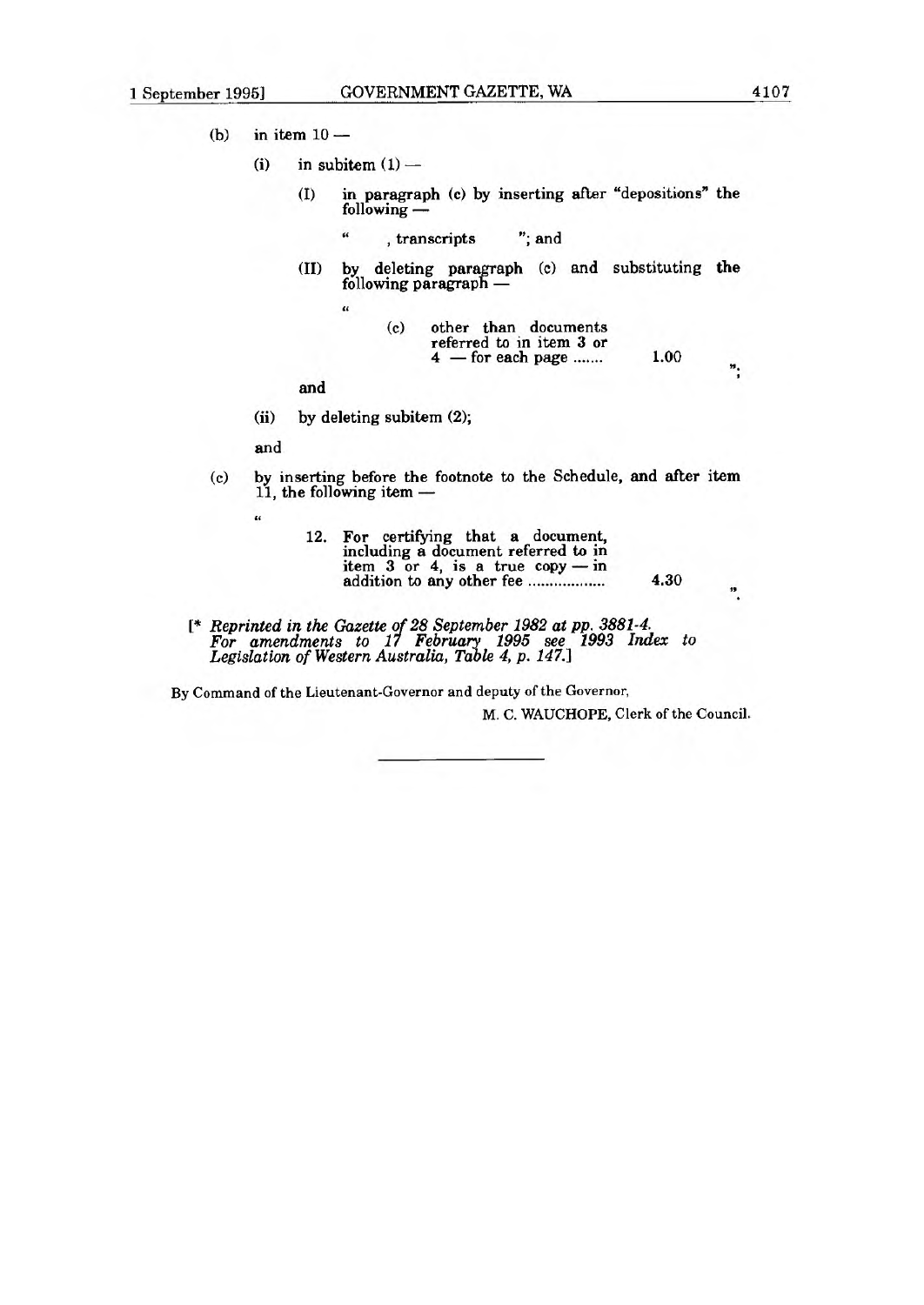(b) in item 10 —

(i) in subitem (1) —

(I) in paragraph (c) by inserting after "depositions" the following —

" , transcripts "; and

(II) by deleting paragraph (c) and substituting the following paragraph —

"

| | | |
|---|---|---|
| (c) | other than documents referred to in item 3 or 4 — for each page ....... | 1.00 |

";

and

(ii) by deleting subitem (2);

and

(c) by inserting before the footnote to the Schedule, and after item 11, the following item —

"

| | | |
|---|---|---|
| 12. | For certifying that a document, including a document referred to in item 3 or 4, is a true copy — in addition to any other fee .................. | 4.30 |

".

[* *Reprinted in the Gazette of 28 September 1982 at pp. 3881-4. For amendments to 17 February 1995 see 1993 Index to Legislation of Western Australia, Table 4, p. 147.*]

By Command of the Lieutenant-Governor and deputy of the Governor,

M. C. WAUCHOPE, Clerk of the Council.